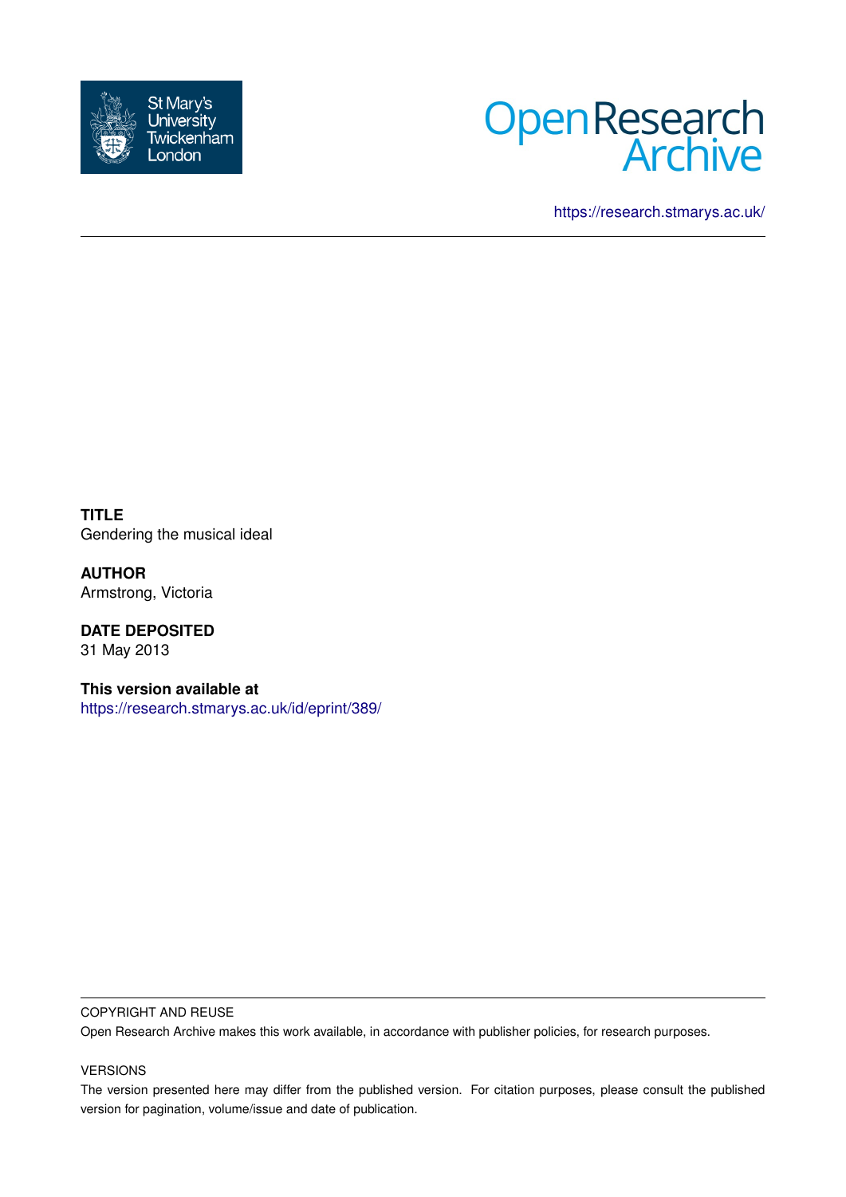St Mary's University Twickenham London

Open Research Archive

https://research.stmarys.ac.uk/

**TITLE**
Gendering the musical ideal

**AUTHOR**
Armstrong, Victoria

**DATE DEPOSITED**
31 May 2013

**This version available at**
https://research.stmarys.ac.uk/id/eprint/389/

COPYRIGHT AND REUSE

Open Research Archive makes this work available, in accordance with publisher policies, for research purposes.

VERSIONS

The version presented here may differ from the published version. For citation purposes, please consult the published version for pagination, volume/issue and date of publication.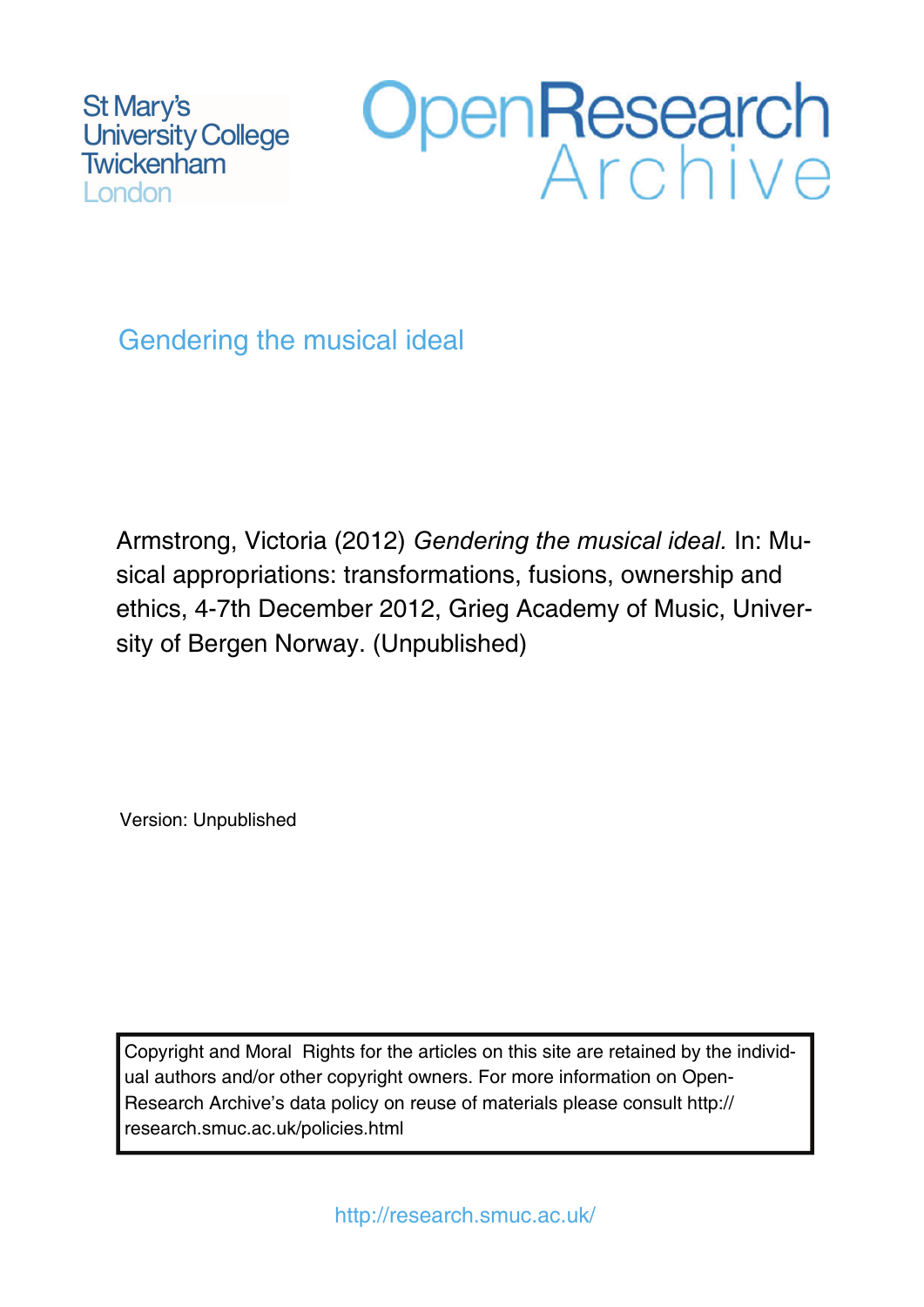St Mary's
University College
Twickenham
London

OpenResearch
Archive

# Gendering the musical ideal

Armstrong, Victoria (2012) *Gendering the musical ideal.* In: Musical appropriations: transformations, fusions, ownership and ethics, 4-7th December 2012, Grieg Academy of Music, University of Bergen Norway. (Unpublished)

Version: Unpublished

Copyright and Moral Rights for the articles on this site are retained by the individual authors and/or other copyright owners. For more information on Open-Research Archive's data policy on reuse of materials please consult http://research.smuc.ac.uk/policies.html

http://research.smuc.ac.uk/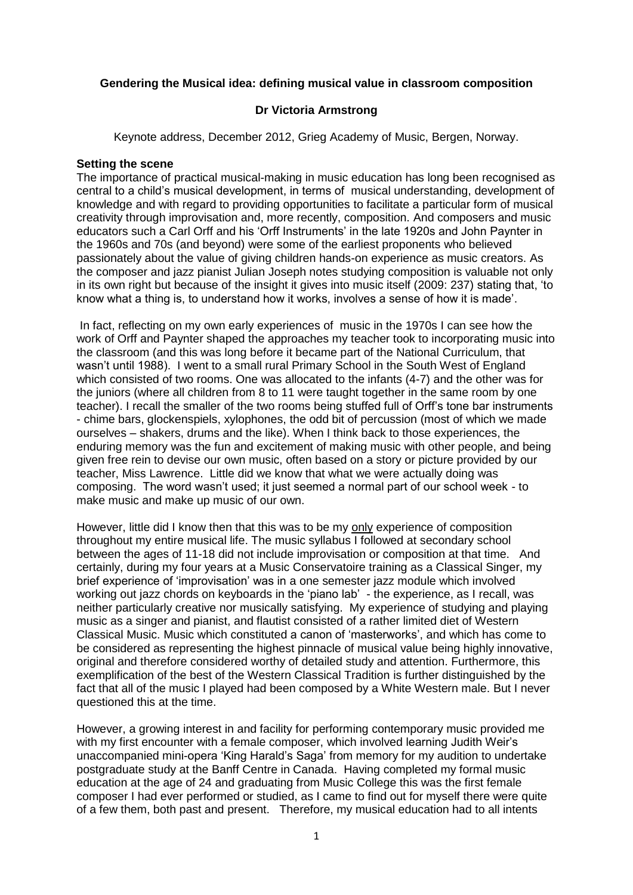**Gendering the Musical idea: defining musical value in classroom composition**

**Dr Victoria Armstrong**

Keynote address, December 2012, Grieg Academy of Music, Bergen, Norway.

**Setting the scene**

The importance of practical musical-making in music education has long been recognised as central to a child's musical development, in terms of musical understanding, development of knowledge and with regard to providing opportunities to facilitate a particular form of musical creativity through improvisation and, more recently, composition. And composers and music educators such a Carl Orff and his 'Orff Instruments' in the late 1920s and John Paynter in the 1960s and 70s (and beyond) were some of the earliest proponents who believed passionately about the value of giving children hands-on experience as music creators. As the composer and jazz pianist Julian Joseph notes studying composition is valuable not only in its own right but because of the insight it gives into music itself (2009: 237) stating that, 'to know what a thing is, to understand how it works, involves a sense of how it is made'.

In fact, reflecting on my own early experiences of music in the 1970s I can see how the work of Orff and Paynter shaped the approaches my teacher took to incorporating music into the classroom (and this was long before it became part of the National Curriculum, that wasn't until 1988). I went to a small rural Primary School in the South West of England which consisted of two rooms. One was allocated to the infants (4-7) and the other was for the juniors (where all children from 8 to 11 were taught together in the same room by one teacher). I recall the smaller of the two rooms being stuffed full of Orff's tone bar instruments - chime bars, glockenspiels, xylophones, the odd bit of percussion (most of which we made ourselves – shakers, drums and the like). When I think back to those experiences, the enduring memory was the fun and excitement of making music with other people, and being given free rein to devise our own music, often based on a story or picture provided by our teacher, Miss Lawrence. Little did we know that what we were actually doing was composing. The word wasn't used; it just seemed a normal part of our school week - to make music and make up music of our own.

However, little did I know then that this was to be my <u>only</u> experience of composition throughout my entire musical life. The music syllabus I followed at secondary school between the ages of 11-18 did not include improvisation or composition at that time. And certainly, during my four years at a Music Conservatoire training as a Classical Singer, my brief experience of 'improvisation' was in a one semester jazz module which involved working out jazz chords on keyboards in the 'piano lab' - the experience, as I recall, was neither particularly creative nor musically satisfying. My experience of studying and playing music as a singer and pianist, and flautist consisted of a rather limited diet of Western Classical Music. Music which constituted a canon of 'masterworks', and which has come to be considered as representing the highest pinnacle of musical value being highly innovative, original and therefore considered worthy of detailed study and attention. Furthermore, this exemplification of the best of the Western Classical Tradition is further distinguished by the fact that all of the music I played had been composed by a White Western male. But I never questioned this at the time.

However, a growing interest in and facility for performing contemporary music provided me with my first encounter with a female composer, which involved learning Judith Weir's unaccompanied mini-opera 'King Harald's Saga' from memory for my audition to undertake postgraduate study at the Banff Centre in Canada. Having completed my formal music education at the age of 24 and graduating from Music College this was the first female composer I had ever performed or studied, as I came to find out for myself there were quite of a few them, both past and present. Therefore, my musical education had to all intents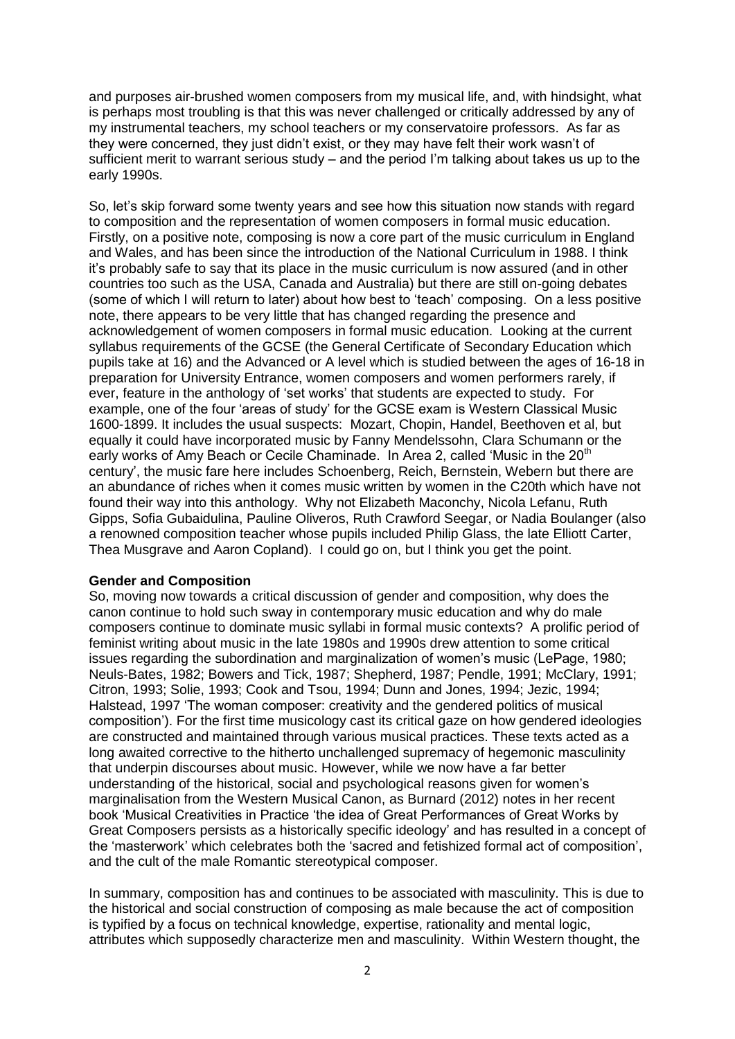and purposes air-brushed women composers from my musical life, and, with hindsight, what is perhaps most troubling is that this was never challenged or critically addressed by any of my instrumental teachers, my school teachers or my conservatoire professors. As far as they were concerned, they just didn't exist, or they may have felt their work wasn't of sufficient merit to warrant serious study – and the period I'm talking about takes us up to the early 1990s.

So, let's skip forward some twenty years and see how this situation now stands with regard to composition and the representation of women composers in formal music education. Firstly, on a positive note, composing is now a core part of the music curriculum in England and Wales, and has been since the introduction of the National Curriculum in 1988. I think it's probably safe to say that its place in the music curriculum is now assured (and in other countries too such as the USA, Canada and Australia) but there are still on-going debates (some of which I will return to later) about how best to 'teach' composing. On a less positive note, there appears to be very little that has changed regarding the presence and acknowledgement of women composers in formal music education. Looking at the current syllabus requirements of the GCSE (the General Certificate of Secondary Education which pupils take at 16) and the Advanced or A level which is studied between the ages of 16-18 in preparation for University Entrance, women composers and women performers rarely, if ever, feature in the anthology of 'set works' that students are expected to study. For example, one of the four 'areas of study' for the GCSE exam is Western Classical Music 1600-1899. It includes the usual suspects: Mozart, Chopin, Handel, Beethoven et al, but equally it could have incorporated music by Fanny Mendelssohn, Clara Schumann or the early works of Amy Beach or Cecile Chaminade. In Area 2, called 'Music in the 20th century', the music fare here includes Schoenberg, Reich, Bernstein, Webern but there are an abundance of riches when it comes music written by women in the C20th which have not found their way into this anthology. Why not Elizabeth Maconchy, Nicola Lefanu, Ruth Gipps, Sofia Gubaidulina, Pauline Oliveros, Ruth Crawford Seegar, or Nadia Boulanger (also a renowned composition teacher whose pupils included Philip Glass, the late Elliott Carter, Thea Musgrave and Aaron Copland). I could go on, but I think you get the point.

**Gender and Composition**

So, moving now towards a critical discussion of gender and composition, why does the canon continue to hold such sway in contemporary music education and why do male composers continue to dominate music syllabi in formal music contexts? A prolific period of feminist writing about music in the late 1980s and 1990s drew attention to some critical issues regarding the subordination and marginalization of women's music (LePage, 1980; Neuls-Bates, 1982; Bowers and Tick, 1987; Shepherd, 1987; Pendle, 1991; McClary, 1991; Citron, 1993; Solie, 1993; Cook and Tsou, 1994; Dunn and Jones, 1994; Jezic, 1994; Halstead, 1997 'The woman composer: creativity and the gendered politics of musical composition'). For the first time musicology cast its critical gaze on how gendered ideologies are constructed and maintained through various musical practices. These texts acted as a long awaited corrective to the hitherto unchallenged supremacy of hegemonic masculinity that underpin discourses about music. However, while we now have a far better understanding of the historical, social and psychological reasons given for women's marginalisation from the Western Musical Canon, as Burnard (2012) notes in her recent book 'Musical Creativities in Practice 'the idea of Great Performances of Great Works by Great Composers persists as a historically specific ideology' and has resulted in a concept of the 'masterwork' which celebrates both the 'sacred and fetishized formal act of composition', and the cult of the male Romantic stereotypical composer.

In summary, composition has and continues to be associated with masculinity. This is due to the historical and social construction of composing as male because the act of composition is typified by a focus on technical knowledge, expertise, rationality and mental logic, attributes which supposedly characterize men and masculinity. Within Western thought, the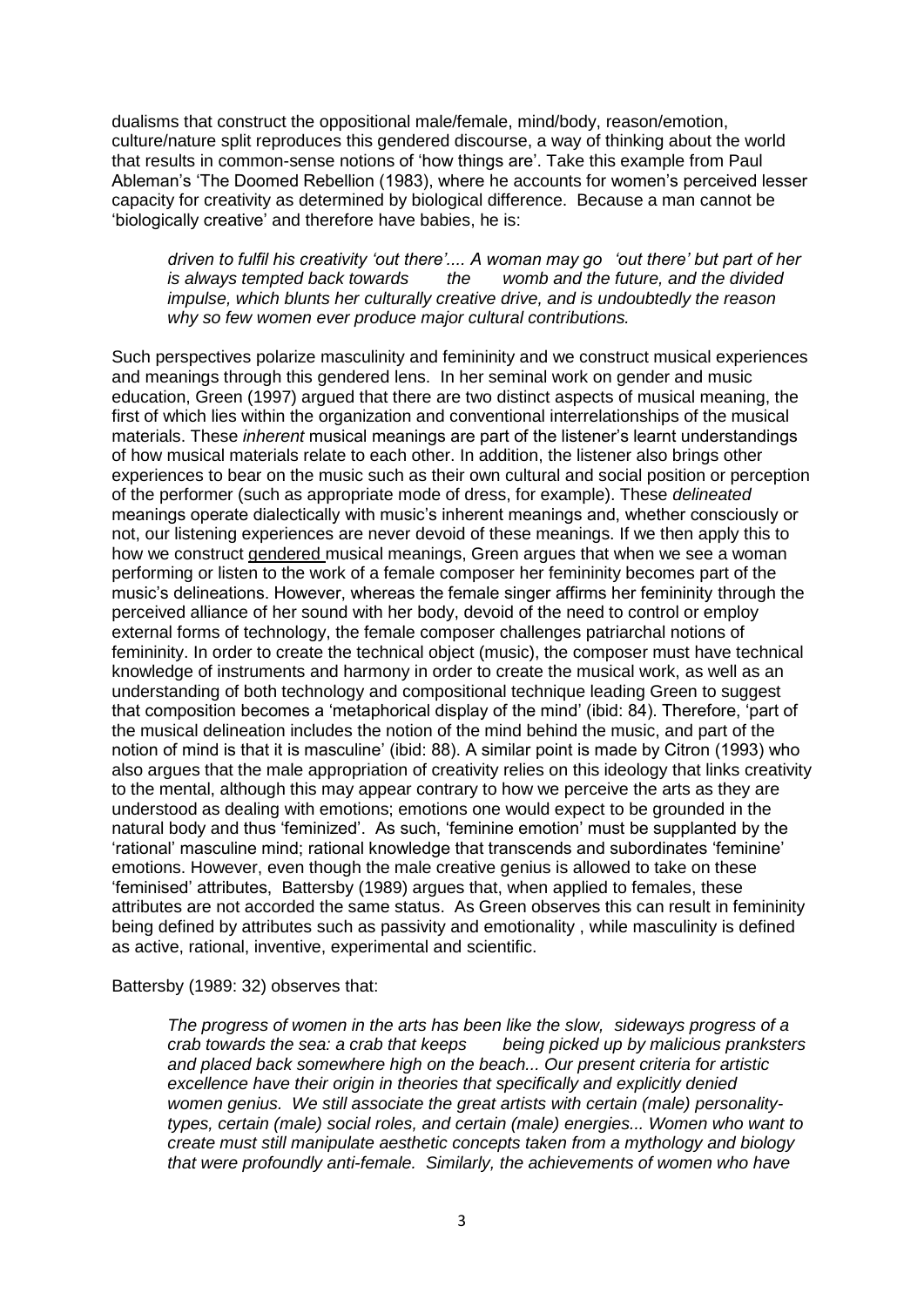dualisms that construct the oppositional male/female, mind/body, reason/emotion, culture/nature split reproduces this gendered discourse, a way of thinking about the world that results in common-sense notions of 'how things are'. Take this example from Paul Ableman's 'The Doomed Rebellion (1983), where he accounts for women's perceived lesser capacity for creativity as determined by biological difference. Because a man cannot be 'biologically creative' and therefore have babies, he is:

> *driven to fulfil his creativity 'out there'.... A woman may go 'out there' but part of her is always tempted back towards the womb and the future, and the divided impulse, which blunts her culturally creative drive, and is undoubtedly the reason why so few women ever produce major cultural contributions.*

Such perspectives polarize masculinity and femininity and we construct musical experiences and meanings through this gendered lens. In her seminal work on gender and music education, Green (1997) argued that there are two distinct aspects of musical meaning, the first of which lies within the organization and conventional interrelationships of the musical materials. These *inherent* musical meanings are part of the listener's learnt understandings of how musical materials relate to each other. In addition, the listener also brings other experiences to bear on the music such as their own cultural and social position or perception of the performer (such as appropriate mode of dress, for example). These *delineated* meanings operate dialectically with music's inherent meanings and, whether consciously or not, our listening experiences are never devoid of these meanings. If we then apply this to how we construct gendered musical meanings, Green argues that when we see a woman performing or listen to the work of a female composer her femininity becomes part of the music's delineations. However, whereas the female singer affirms her femininity through the perceived alliance of her sound with her body, devoid of the need to control or employ external forms of technology, the female composer challenges patriarchal notions of femininity. In order to create the technical object (music), the composer must have technical knowledge of instruments and harmony in order to create the musical work, as well as an understanding of both technology and compositional technique leading Green to suggest that composition becomes a 'metaphorical display of the mind' (ibid: 84). Therefore, 'part of the musical delineation includes the notion of the mind behind the music, and part of the notion of mind is that it is masculine' (ibid: 88). A similar point is made by Citron (1993) who also argues that the male appropriation of creativity relies on this ideology that links creativity to the mental, although this may appear contrary to how we perceive the arts as they are understood as dealing with emotions; emotions one would expect to be grounded in the natural body and thus 'feminized'. As such, 'feminine emotion' must be supplanted by the 'rational' masculine mind; rational knowledge that transcends and subordinates 'feminine' emotions. However, even though the male creative genius is allowed to take on these 'feminised' attributes, Battersby (1989) argues that, when applied to females, these attributes are not accorded the same status. As Green observes this can result in femininity being defined by attributes such as passivity and emotionality , while masculinity is defined as active, rational, inventive, experimental and scientific.

Battersby (1989: 32) observes that:

> *The progress of women in the arts has been like the slow, sideways progress of a crab towards the sea: a crab that keeps being picked up by malicious pranksters and placed back somewhere high on the beach... Our present criteria for artistic excellence have their origin in theories that specifically and explicitly denied women genius. We still associate the great artists with certain (male) personality-types, certain (male) social roles, and certain (male) energies... Women who want to create must still manipulate aesthetic concepts taken from a mythology and biology that were profoundly anti-female. Similarly, the achievements of women who have*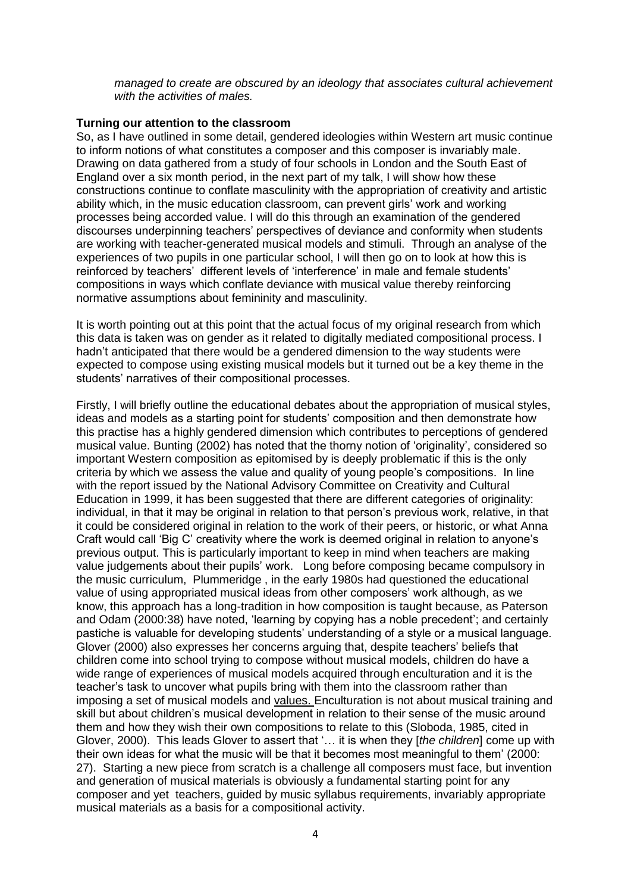*managed to create are obscured by an ideology that associates cultural achievement with the activities of males.*

**Turning our attention to the classroom**

So, as I have outlined in some detail, gendered ideologies within Western art music continue to inform notions of what constitutes a composer and this composer is invariably male. Drawing on data gathered from a study of four schools in London and the South East of England over a six month period, in the next part of my talk, I will show how these constructions continue to conflate masculinity with the appropriation of creativity and artistic ability which, in the music education classroom, can prevent girls' work and working processes being accorded value. I will do this through an examination of the gendered discourses underpinning teachers' perspectives of deviance and conformity when students are working with teacher-generated musical models and stimuli. Through an analyse of the experiences of two pupils in one particular school, I will then go on to look at how this is reinforced by teachers' different levels of 'interference' in male and female students' compositions in ways which conflate deviance with musical value thereby reinforcing normative assumptions about femininity and masculinity.

It is worth pointing out at this point that the actual focus of my original research from which this data is taken was on gender as it related to digitally mediated compositional process. I hadn't anticipated that there would be a gendered dimension to the way students were expected to compose using existing musical models but it turned out be a key theme in the students' narratives of their compositional processes.

Firstly, I will briefly outline the educational debates about the appropriation of musical styles, ideas and models as a starting point for students' composition and then demonstrate how this practise has a highly gendered dimension which contributes to perceptions of gendered musical value. Bunting (2002) has noted that the thorny notion of 'originality', considered so important Western composition as epitomised by is deeply problematic if this is the only criteria by which we assess the value and quality of young people's compositions. In line with the report issued by the National Advisory Committee on Creativity and Cultural Education in 1999, it has been suggested that there are different categories of originality: individual, in that it may be original in relation to that person's previous work, relative, in that it could be considered original in relation to the work of their peers, or historic, or what Anna Craft would call 'Big C' creativity where the work is deemed original in relation to anyone's previous output. This is particularly important to keep in mind when teachers are making value judgements about their pupils' work. Long before composing became compulsory in the music curriculum, Plummeridge , in the early 1980s had questioned the educational value of using appropriated musical ideas from other composers' work although, as we know, this approach has a long-tradition in how composition is taught because, as Paterson and Odam (2000:38) have noted, 'learning by copying has a noble precedent'; and certainly pastiche is valuable for developing students' understanding of a style or a musical language. Glover (2000) also expresses her concerns arguing that, despite teachers' beliefs that children come into school trying to compose without musical models, children do have a wide range of experiences of musical models acquired through enculturation and it is the teacher's task to uncover what pupils bring with them into the classroom rather than imposing a set of musical models and values. Enculturation is not about musical training and skill but about children's musical development in relation to their sense of the music around them and how they wish their own compositions to relate to this (Sloboda, 1985, cited in Glover, 2000). This leads Glover to assert that '… it is when they [*the children*] come up with their own ideas for what the music will be that it becomes most meaningful to them' (2000: 27). Starting a new piece from scratch is a challenge all composers must face, but invention and generation of musical materials is obviously a fundamental starting point for any composer and yet teachers, guided by music syllabus requirements, invariably appropriate musical materials as a basis for a compositional activity.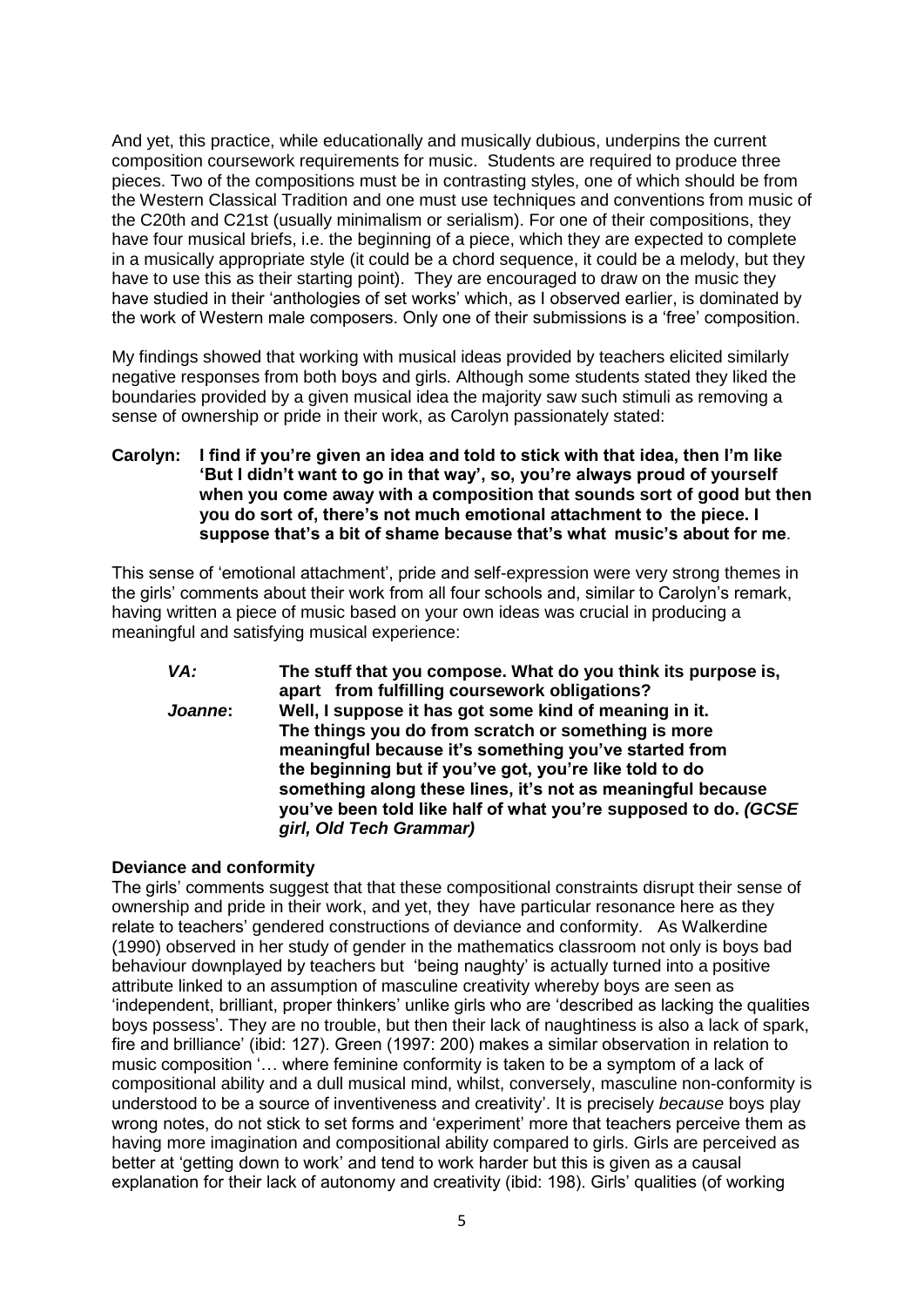And yet, this practice, while educationally and musically dubious, underpins the current composition coursework requirements for music. Students are required to produce three pieces. Two of the compositions must be in contrasting styles, one of which should be from the Western Classical Tradition and one must use techniques and conventions from music of the C20th and C21st (usually minimalism or serialism). For one of their compositions, they have four musical briefs, i.e. the beginning of a piece, which they are expected to complete in a musically appropriate style (it could be a chord sequence, it could be a melody, but they have to use this as their starting point). They are encouraged to draw on the music they have studied in their 'anthologies of set works' which, as I observed earlier, is dominated by the work of Western male composers. Only one of their submissions is a 'free' composition.

My findings showed that working with musical ideas provided by teachers elicited similarly negative responses from both boys and girls. Although some students stated they liked the boundaries provided by a given musical idea the majority saw such stimuli as removing a sense of ownership or pride in their work, as Carolyn passionately stated:

**Carolyn: I find if you're given an idea and told to stick with that idea, then I'm like 'But I didn't want to go in that way', so, you're always proud of yourself when you come away with a composition that sounds sort of good but then you do sort of, there's not much emotional attachment to the piece. I suppose that's a bit of shame because that's what music's about for me**.

This sense of 'emotional attachment', pride and self-expression were very strong themes in the girls' comments about their work from all four schools and, similar to Carolyn's remark, having written a piece of music based on your own ideas was crucial in producing a meaningful and satisfying musical experience:

> ***VA:*** **The stuff that you compose. What do you think its purpose is, apart from fulfilling coursework obligations?**
>
> ***Joanne*:** **Well, I suppose it has got some kind of meaning in it. The things you do from scratch or something is more meaningful because it's something you've started from the beginning but if you've got, you're like told to do something along these lines, it's not as meaningful because you've been told like half of what you're supposed to do. *(GCSE girl, Old Tech Grammar)***

### Deviance and conformity

The girls' comments suggest that that these compositional constraints disrupt their sense of ownership and pride in their work, and yet, they have particular resonance here as they relate to teachers' gendered constructions of deviance and conformity. As Walkerdine (1990) observed in her study of gender in the mathematics classroom not only is boys bad behaviour downplayed by teachers but 'being naughty' is actually turned into a positive attribute linked to an assumption of masculine creativity whereby boys are seen as 'independent, brilliant, proper thinkers' unlike girls who are 'described as lacking the qualities boys possess'. They are no trouble, but then their lack of naughtiness is also a lack of spark, fire and brilliance' (ibid: 127). Green (1997: 200) makes a similar observation in relation to music composition '… where feminine conformity is taken to be a symptom of a lack of compositional ability and a dull musical mind, whilst, conversely, masculine non-conformity is understood to be a source of inventiveness and creativity'. It is precisely *because* boys play wrong notes, do not stick to set forms and 'experiment' more that teachers perceive them as having more imagination and compositional ability compared to girls. Girls are perceived as better at 'getting down to work' and tend to work harder but this is given as a causal explanation for their lack of autonomy and creativity (ibid: 198). Girls' qualities (of working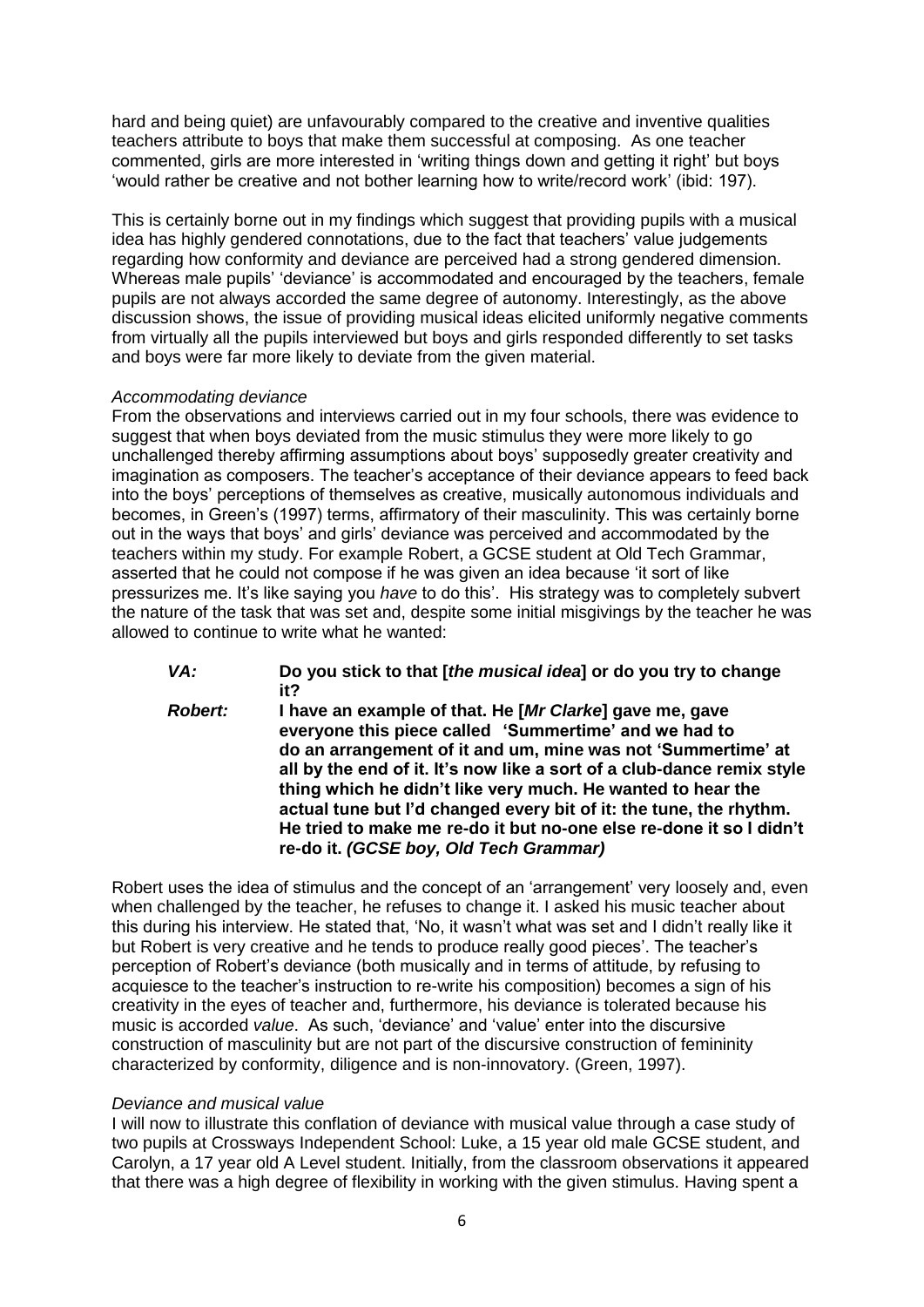hard and being quiet) are unfavourably compared to the creative and inventive qualities teachers attribute to boys that make them successful at composing. As one teacher commented, girls are more interested in 'writing things down and getting it right' but boys 'would rather be creative and not bother learning how to write/record work' (ibid: 197).

This is certainly borne out in my findings which suggest that providing pupils with a musical idea has highly gendered connotations, due to the fact that teachers' value judgements regarding how conformity and deviance are perceived had a strong gendered dimension. Whereas male pupils' 'deviance' is accommodated and encouraged by the teachers, female pupils are not always accorded the same degree of autonomy. Interestingly, as the above discussion shows, the issue of providing musical ideas elicited uniformly negative comments from virtually all the pupils interviewed but boys and girls responded differently to set tasks and boys were far more likely to deviate from the given material.

*Accommodating deviance*

From the observations and interviews carried out in my four schools, there was evidence to suggest that when boys deviated from the music stimulus they were more likely to go unchallenged thereby affirming assumptions about boys' supposedly greater creativity and imagination as composers. The teacher's acceptance of their deviance appears to feed back into the boys' perceptions of themselves as creative, musically autonomous individuals and becomes, in Green's (1997) terms, affirmatory of their masculinity. This was certainly borne out in the ways that boys' and girls' deviance was perceived and accommodated by the teachers within my study. For example Robert, a GCSE student at Old Tech Grammar, asserted that he could not compose if he was given an idea because 'it sort of like pressurizes me. It's like saying you *have* to do this'. His strategy was to completely subvert the nature of the task that was set and, despite some initial misgivings by the teacher he was allowed to continue to write what he wanted:

> ***VA:*** **Do you stick to that [*the musical idea*] or do you try to change it?**
>
> ***Robert:*** **I have an example of that. He [*Mr Clarke*] gave me, gave everyone this piece called 'Summertime' and we had to do an arrangement of it and um, mine was not 'Summertime' at all by the end of it. It's now like a sort of a club-dance remix style thing which he didn't like very much. He wanted to hear the actual tune but I'd changed every bit of it: the tune, the rhythm. He tried to make me re-do it but no-one else re-done it so I didn't re-do it. *(GCSE boy, Old Tech Grammar)***

Robert uses the idea of stimulus and the concept of an 'arrangement' very loosely and, even when challenged by the teacher, he refuses to change it. I asked his music teacher about this during his interview. He stated that, 'No, it wasn't what was set and I didn't really like it but Robert is very creative and he tends to produce really good pieces'. The teacher's perception of Robert's deviance (both musically and in terms of attitude, by refusing to acquiesce to the teacher's instruction to re-write his composition) becomes a sign of his creativity in the eyes of teacher and, furthermore, his deviance is tolerated because his music is accorded *value*. As such, 'deviance' and 'value' enter into the discursive construction of masculinity but are not part of the discursive construction of femininity characterized by conformity, diligence and is non-innovatory. (Green, 1997).

*Deviance and musical value*

I will now to illustrate this conflation of deviance with musical value through a case study of two pupils at Crossways Independent School: Luke, a 15 year old male GCSE student, and Carolyn, a 17 year old A Level student. Initially, from the classroom observations it appeared that there was a high degree of flexibility in working with the given stimulus. Having spent a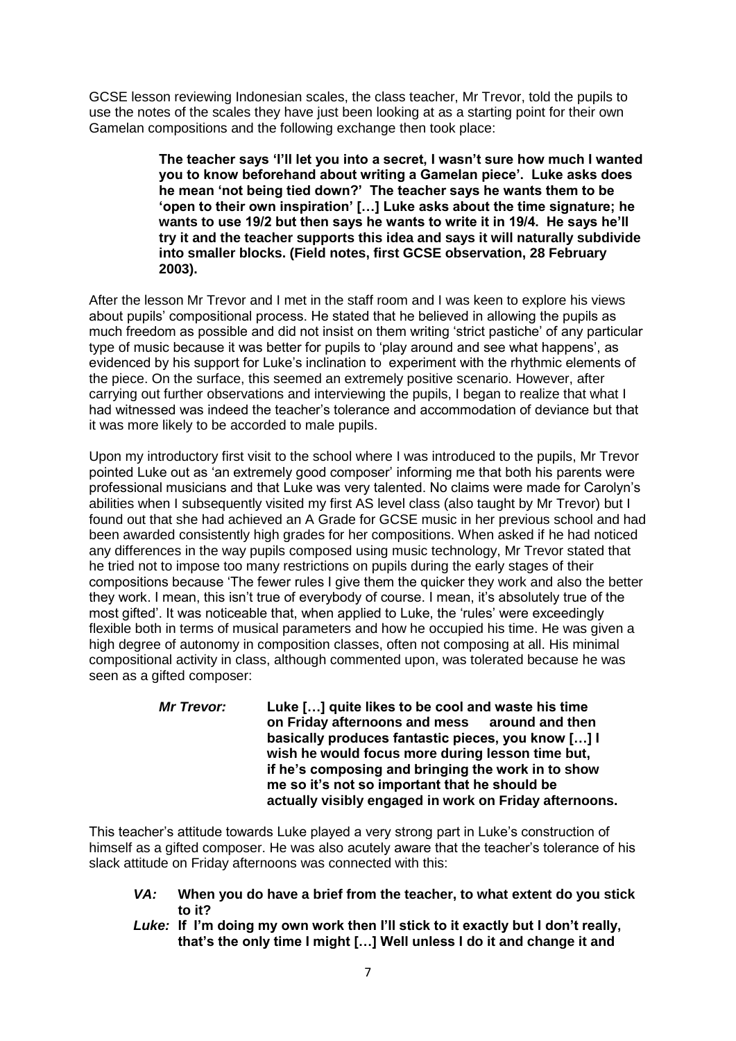GCSE lesson reviewing Indonesian scales, the class teacher, Mr Trevor, told the pupils to use the notes of the scales they have just been looking at as a starting point for their own Gamelan compositions and the following exchange then took place:

> **The teacher says 'I'll let you into a secret, I wasn't sure how much I wanted you to know beforehand about writing a Gamelan piece'. Luke asks does he mean 'not being tied down?' The teacher says he wants them to be 'open to their own inspiration' […] Luke asks about the time signature; he wants to use 19/2 but then says he wants to write it in 19/4. He says he'll try it and the teacher supports this idea and says it will naturally subdivide into smaller blocks. (Field notes, first GCSE observation, 28 February 2003).**

After the lesson Mr Trevor and I met in the staff room and I was keen to explore his views about pupils' compositional process. He stated that he believed in allowing the pupils as much freedom as possible and did not insist on them writing 'strict pastiche' of any particular type of music because it was better for pupils to 'play around and see what happens', as evidenced by his support for Luke's inclination to experiment with the rhythmic elements of the piece. On the surface, this seemed an extremely positive scenario. However, after carrying out further observations and interviewing the pupils, I began to realize that what I had witnessed was indeed the teacher's tolerance and accommodation of deviance but that it was more likely to be accorded to male pupils.

Upon my introductory first visit to the school where I was introduced to the pupils, Mr Trevor pointed Luke out as 'an extremely good composer' informing me that both his parents were professional musicians and that Luke was very talented. No claims were made for Carolyn's abilities when I subsequently visited my first AS level class (also taught by Mr Trevor) but I found out that she had achieved an A Grade for GCSE music in her previous school and had been awarded consistently high grades for her compositions. When asked if he had noticed any differences in the way pupils composed using music technology, Mr Trevor stated that he tried not to impose too many restrictions on pupils during the early stages of their compositions because 'The fewer rules I give them the quicker they work and also the better they work. I mean, this isn't true of everybody of course. I mean, it's absolutely true of the most gifted'. It was noticeable that, when applied to Luke, the 'rules' were exceedingly flexible both in terms of musical parameters and how he occupied his time. He was given a high degree of autonomy in composition classes, often not composing at all. His minimal compositional activity in class, although commented upon, was tolerated because he was seen as a gifted composer:

> ***Mr Trevor:*** **Luke […] quite likes to be cool and waste his time on Friday afternoons and mess around and then basically produces fantastic pieces, you know […] I wish he would focus more during lesson time but, if he's composing and bringing the work in to show me so it's not so important that he should be actually visibly engaged in work on Friday afternoons.**

This teacher's attitude towards Luke played a very strong part in Luke's construction of himself as a gifted composer. He was also acutely aware that the teacher's tolerance of his slack attitude on Friday afternoons was connected with this:

- ***VA:*** **When you do have a brief from the teacher, to what extent do you stick to it?**
- ***Luke:*** **If I'm doing my own work then I'll stick to it exactly but I don't really, that's the only time I might […] Well unless I do it and change it and**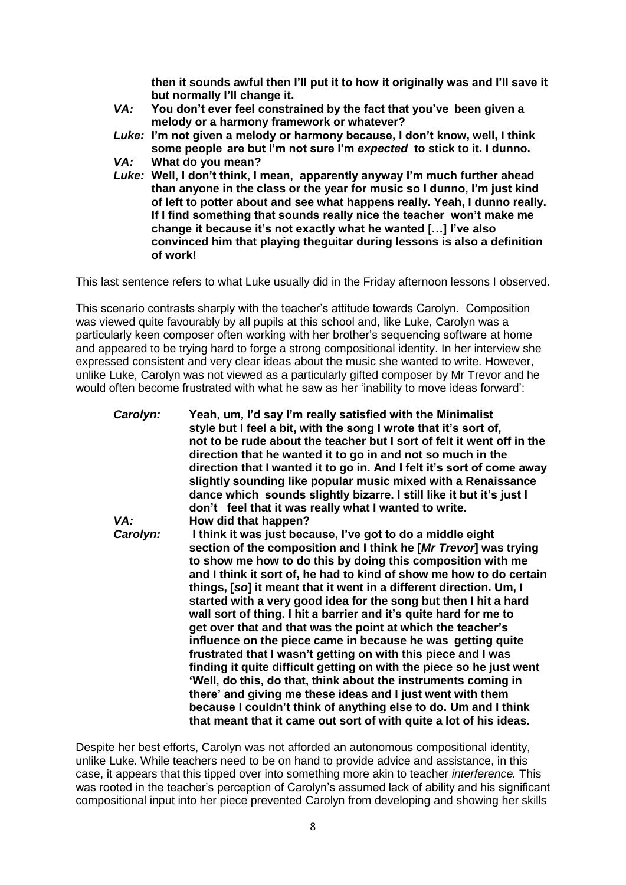**then it sounds awful then I'll put it to how it originally was and I'll save it but normally I'll change it.**

***VA:*** **You don't ever feel constrained by the fact that you've been given a melody or a harmony framework or whatever?**

***Luke:*** **I'm not given a melody or harmony because, I don't know, well, I think some people are but I'm not sure I'm *expected* to stick to it. I dunno.**

***VA:*** **What do you mean?**

***Luke:*** **Well, I don't think, I mean, apparently anyway I'm much further ahead than anyone in the class or the year for music so I dunno, I'm just kind of left to potter about and see what happens really. Yeah, I dunno really. If I find something that sounds really nice the teacher won't make me change it because it's not exactly what he wanted […] I've also convinced him that playing theguitar during lessons is also a definition of work!**

This last sentence refers to what Luke usually did in the Friday afternoon lessons I observed.

This scenario contrasts sharply with the teacher's attitude towards Carolyn. Composition was viewed quite favourably by all pupils at this school and, like Luke, Carolyn was a particularly keen composer often working with her brother's sequencing software at home and appeared to be trying hard to forge a strong compositional identity. In her interview she expressed consistent and very clear ideas about the music she wanted to write. However, unlike Luke, Carolyn was not viewed as a particularly gifted composer by Mr Trevor and he would often become frustrated with what he saw as her 'inability to move ideas forward':

***Carolyn:*** **Yeah, um, I'd say I'm really satisfied with the Minimalist style but I feel a bit, with the song I wrote that it's sort of, not to be rude about the teacher but I sort of felt it went off in the direction that he wanted it to go in and not so much in the direction that I wanted it to go in. And I felt it's sort of come away slightly sounding like popular music mixed with a Renaissance dance which sounds slightly bizarre. I still like it but it's just I don't feel that it was really what I wanted to write.**

***VA:*** **How did that happen?**

***Carolyn:*** **I think it was just because, I've got to do a middle eight section of the composition and I think he [*Mr Trevor*] was trying to show me how to do this by doing this composition with me and I think it sort of, he had to kind of show me how to do certain things, [*so*] it meant that it went in a different direction. Um, I started with a very good idea for the song but then I hit a hard wall sort of thing. I hit a barrier and it's quite hard for me to get over that and that was the point at which the teacher's influence on the piece came in because he was getting quite frustrated that I wasn't getting on with this piece and I was finding it quite difficult getting on with the piece so he just went 'Well, do this, do that, think about the instruments coming in there' and giving me these ideas and I just went with them because I couldn't think of anything else to do. Um and I think that meant that it came out sort of with quite a lot of his ideas.**

Despite her best efforts, Carolyn was not afforded an autonomous compositional identity, unlike Luke. While teachers need to be on hand to provide advice and assistance, in this case, it appears that this tipped over into something more akin to teacher *interference.* This was rooted in the teacher's perception of Carolyn's assumed lack of ability and his significant compositional input into her piece prevented Carolyn from developing and showing her skills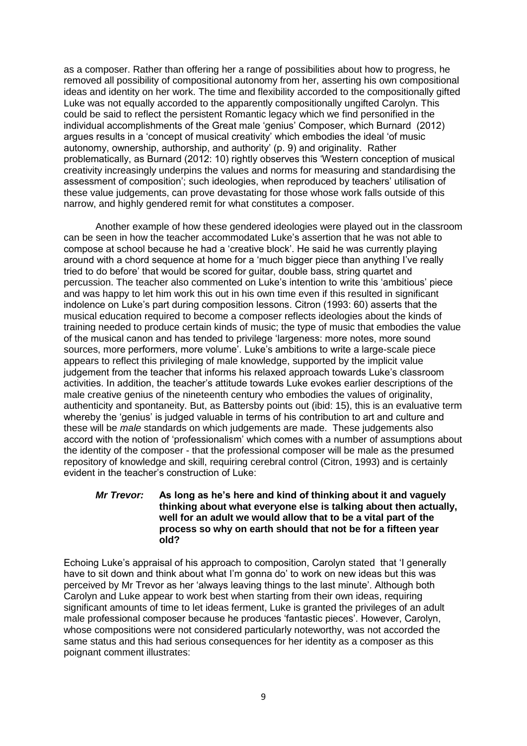as a composer. Rather than offering her a range of possibilities about how to progress, he removed all possibility of compositional autonomy from her, asserting his own compositional ideas and identity on her work. The time and flexibility accorded to the compositionally gifted Luke was not equally accorded to the apparently compositionally ungifted Carolyn. This could be said to reflect the persistent Romantic legacy which we find personified in the individual accomplishments of the Great male 'genius' Composer, which Burnard (2012) argues results in a 'concept of musical creativity' which embodies the ideal 'of music autonomy, ownership, authorship, and authority' (p. 9) and originality. Rather problematically, as Burnard (2012: 10) rightly observes this 'Western conception of musical creativity increasingly underpins the values and norms for measuring and standardising the assessment of composition'; such ideologies, when reproduced by teachers' utilisation of these value judgements, can prove devastating for those whose work falls outside of this narrow, and highly gendered remit for what constitutes a composer.

Another example of how these gendered ideologies were played out in the classroom can be seen in how the teacher accommodated Luke's assertion that he was not able to compose at school because he had a 'creative block'. He said he was currently playing around with a chord sequence at home for a 'much bigger piece than anything I've really tried to do before' that would be scored for guitar, double bass, string quartet and percussion. The teacher also commented on Luke's intention to write this 'ambitious' piece and was happy to let him work this out in his own time even if this resulted in significant indolence on Luke's part during composition lessons. Citron (1993: 60) asserts that the musical education required to become a composer reflects ideologies about the kinds of training needed to produce certain kinds of music; the type of music that embodies the value of the musical canon and has tended to privilege 'largeness: more notes, more sound sources, more performers, more volume'. Luke's ambitions to write a large-scale piece appears to reflect this privileging of male knowledge, supported by the implicit value judgement from the teacher that informs his relaxed approach towards Luke's classroom activities. In addition, the teacher's attitude towards Luke evokes earlier descriptions of the male creative genius of the nineteenth century who embodies the values of originality, authenticity and spontaneity. But, as Battersby points out (ibid: 15), this is an evaluative term whereby the 'genius' is judged valuable in terms of his contribution to art and culture and these will be *male* standards on which judgements are made. These judgements also accord with the notion of 'professionalism' which comes with a number of assumptions about the identity of the composer - that the professional composer will be male as the presumed repository of knowledge and skill, requiring cerebral control (Citron, 1993) and is certainly evident in the teacher's construction of Luke:

> ***Mr Trevor:*** **As long as he's here and kind of thinking about it and vaguely thinking about what everyone else is talking about then actually, well for an adult we would allow that to be a vital part of the process so why on earth should that not be for a fifteen year old?**

Echoing Luke's appraisal of his approach to composition, Carolyn stated that 'I generally have to sit down and think about what I'm gonna do' to work on new ideas but this was perceived by Mr Trevor as her 'always leaving things to the last minute'. Although both Carolyn and Luke appear to work best when starting from their own ideas, requiring significant amounts of time to let ideas ferment, Luke is granted the privileges of an adult male professional composer because he produces 'fantastic pieces'. However, Carolyn, whose compositions were not considered particularly noteworthy, was not accorded the same status and this had serious consequences for her identity as a composer as this poignant comment illustrates: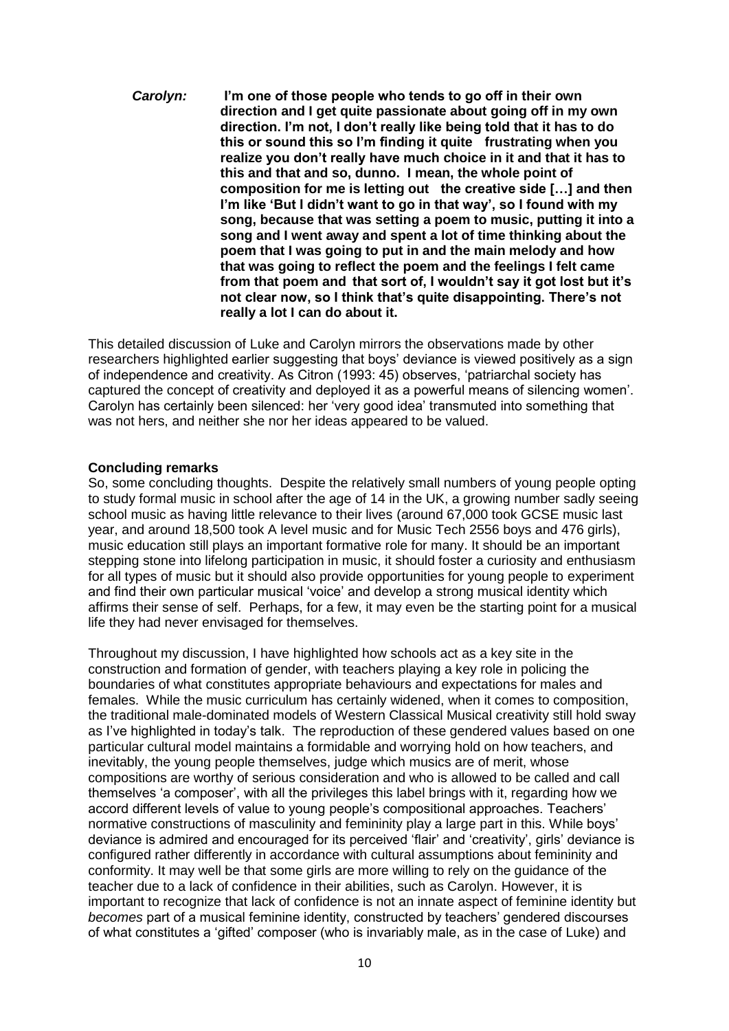***Carolyn:*** **I'm one of those people who tends to go off in their own direction and I get quite passionate about going off in my own direction. I'm not, I don't really like being told that it has to do this or sound this so I'm finding it quite frustrating when you realize you don't really have much choice in it and that it has to this and that and so, dunno. I mean, the whole point of composition for me is letting out the creative side […] and then I'm like 'But I didn't want to go in that way', so I found with my song, because that was setting a poem to music, putting it into a song and I went away and spent a lot of time thinking about the poem that I was going to put in and the main melody and how that was going to reflect the poem and the feelings I felt came from that poem and that sort of, I wouldn't say it got lost but it's not clear now, so I think that's quite disappointing. There's not really a lot I can do about it.**

This detailed discussion of Luke and Carolyn mirrors the observations made by other researchers highlighted earlier suggesting that boys' deviance is viewed positively as a sign of independence and creativity. As Citron (1993: 45) observes, 'patriarchal society has captured the concept of creativity and deployed it as a powerful means of silencing women'. Carolyn has certainly been silenced: her 'very good idea' transmuted into something that was not hers, and neither she nor her ideas appeared to be valued.

**Concluding remarks**

So, some concluding thoughts. Despite the relatively small numbers of young people opting to study formal music in school after the age of 14 in the UK, a growing number sadly seeing school music as having little relevance to their lives (around 67,000 took GCSE music last year, and around 18,500 took A level music and for Music Tech 2556 boys and 476 girls), music education still plays an important formative role for many. It should be an important stepping stone into lifelong participation in music, it should foster a curiosity and enthusiasm for all types of music but it should also provide opportunities for young people to experiment and find their own particular musical 'voice' and develop a strong musical identity which affirms their sense of self. Perhaps, for a few, it may even be the starting point for a musical life they had never envisaged for themselves.

Throughout my discussion, I have highlighted how schools act as a key site in the construction and formation of gender, with teachers playing a key role in policing the boundaries of what constitutes appropriate behaviours and expectations for males and females. While the music curriculum has certainly widened, when it comes to composition, the traditional male-dominated models of Western Classical Musical creativity still hold sway as I've highlighted in today's talk. The reproduction of these gendered values based on one particular cultural model maintains a formidable and worrying hold on how teachers, and inevitably, the young people themselves, judge which musics are of merit, whose compositions are worthy of serious consideration and who is allowed to be called and call themselves 'a composer', with all the privileges this label brings with it, regarding how we accord different levels of value to young people's compositional approaches. Teachers' normative constructions of masculinity and femininity play a large part in this. While boys' deviance is admired and encouraged for its perceived 'flair' and 'creativity', girls' deviance is configured rather differently in accordance with cultural assumptions about femininity and conformity. It may well be that some girls are more willing to rely on the guidance of the teacher due to a lack of confidence in their abilities, such as Carolyn. However, it is important to recognize that lack of confidence is not an innate aspect of feminine identity but *becomes* part of a musical feminine identity, constructed by teachers' gendered discourses of what constitutes a 'gifted' composer (who is invariably male, as in the case of Luke) and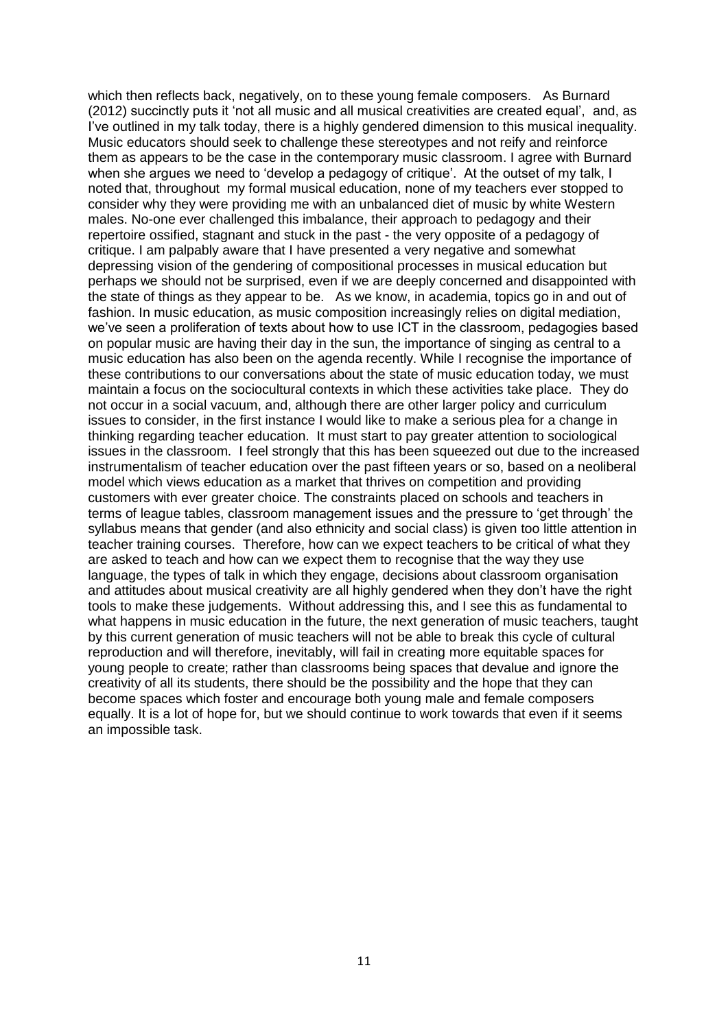which then reflects back, negatively, on to these young female composers. As Burnard (2012) succinctly puts it 'not all music and all musical creativities are created equal', and, as I've outlined in my talk today, there is a highly gendered dimension to this musical inequality. Music educators should seek to challenge these stereotypes and not reify and reinforce them as appears to be the case in the contemporary music classroom. I agree with Burnard when she argues we need to 'develop a pedagogy of critique'. At the outset of my talk, I noted that, throughout my formal musical education, none of my teachers ever stopped to consider why they were providing me with an unbalanced diet of music by white Western males. No-one ever challenged this imbalance, their approach to pedagogy and their repertoire ossified, stagnant and stuck in the past - the very opposite of a pedagogy of critique. I am palpably aware that I have presented a very negative and somewhat depressing vision of the gendering of compositional processes in musical education but perhaps we should not be surprised, even if we are deeply concerned and disappointed with the state of things as they appear to be. As we know, in academia, topics go in and out of fashion. In music education, as music composition increasingly relies on digital mediation, we've seen a proliferation of texts about how to use ICT in the classroom, pedagogies based on popular music are having their day in the sun, the importance of singing as central to a music education has also been on the agenda recently. While I recognise the importance of these contributions to our conversations about the state of music education today, we must maintain a focus on the sociocultural contexts in which these activities take place. They do not occur in a social vacuum, and, although there are other larger policy and curriculum issues to consider, in the first instance I would like to make a serious plea for a change in thinking regarding teacher education. It must start to pay greater attention to sociological issues in the classroom. I feel strongly that this has been squeezed out due to the increased instrumentalism of teacher education over the past fifteen years or so, based on a neoliberal model which views education as a market that thrives on competition and providing customers with ever greater choice. The constraints placed on schools and teachers in terms of league tables, classroom management issues and the pressure to 'get through' the syllabus means that gender (and also ethnicity and social class) is given too little attention in teacher training courses. Therefore, how can we expect teachers to be critical of what they are asked to teach and how can we expect them to recognise that the way they use language, the types of talk in which they engage, decisions about classroom organisation and attitudes about musical creativity are all highly gendered when they don't have the right tools to make these judgements. Without addressing this, and I see this as fundamental to what happens in music education in the future, the next generation of music teachers, taught by this current generation of music teachers will not be able to break this cycle of cultural reproduction and will therefore, inevitably, will fail in creating more equitable spaces for young people to create; rather than classrooms being spaces that devalue and ignore the creativity of all its students, there should be the possibility and the hope that they can become spaces which foster and encourage both young male and female composers equally. It is a lot of hope for, but we should continue to work towards that even if it seems an impossible task.